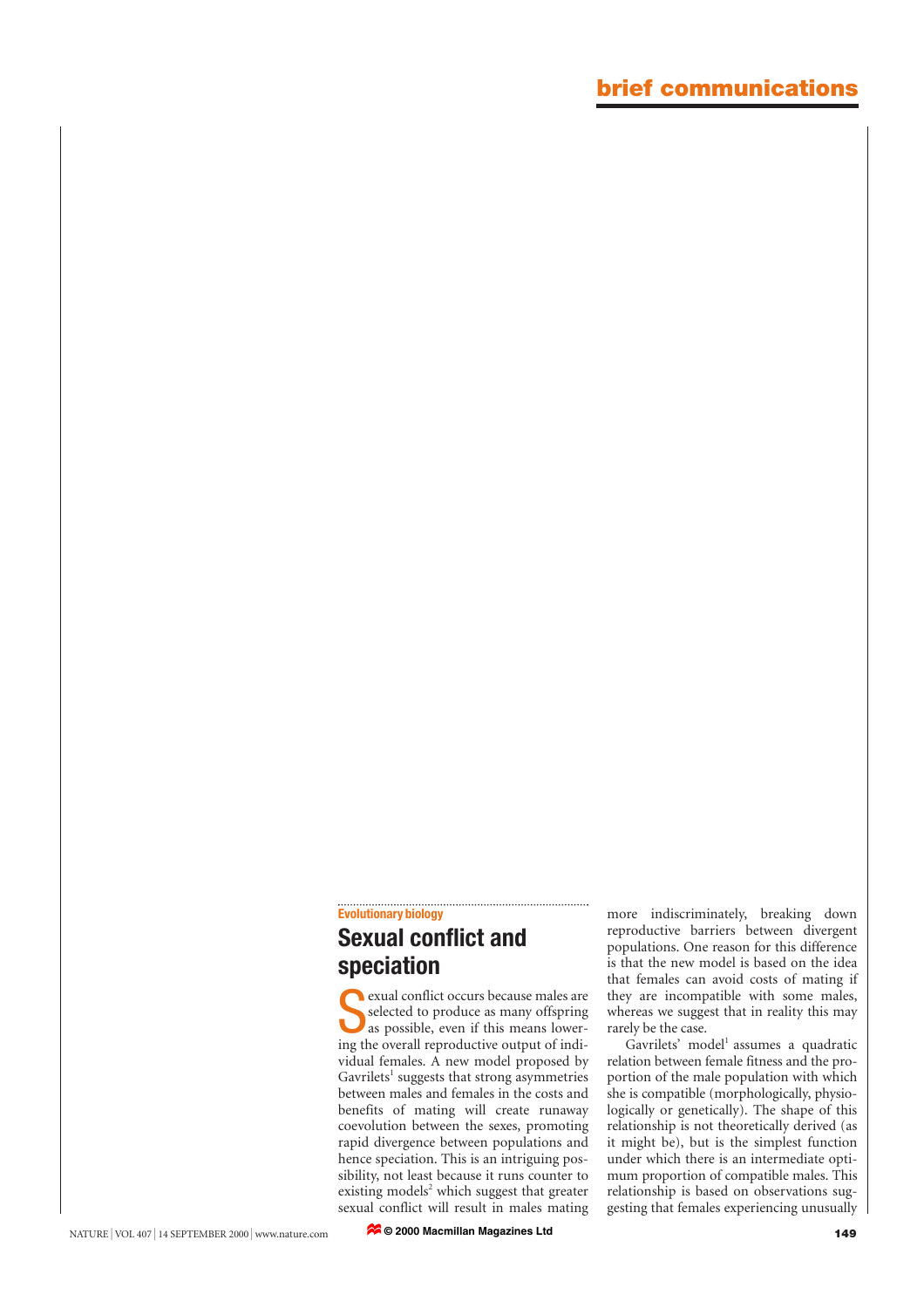Evolutionary biology

# Sexual conflict and speciation

Sexual conflict occurs because males are selected to produce as many offspring as possible, even if this means lowering the overall reproductive output of individual females. A new model proposed by Gavrilets[1] suggests that strong asymmetries between males and females in the costs and benefits of mating will create runaway coevolution between the sexes, promoting rapid divergence between populations and hence speciation. This is an intriguing possibility, not least because it runs counter to existing models[2] which suggest that greater sexual conflict will result in males mating more indiscriminately, breaking down reproductive barriers between divergent populations. One reason for this difference is that the new model is based on the idea that females can avoid costs of mating if they are incompatible with some males, whereas we suggest that in reality this may rarely be the case.

Gavrilets' model[1] assumes a quadratic relation between female fitness and the proportion of the male population with which she is compatible (morphologically, physiologically or genetically). The shape of this relationship is not theoretically derived (as it might be), but is the simplest function under which there is an intermediate optimum proportion of compatible males. This relationship is based on observations suggesting that females experiencing unusually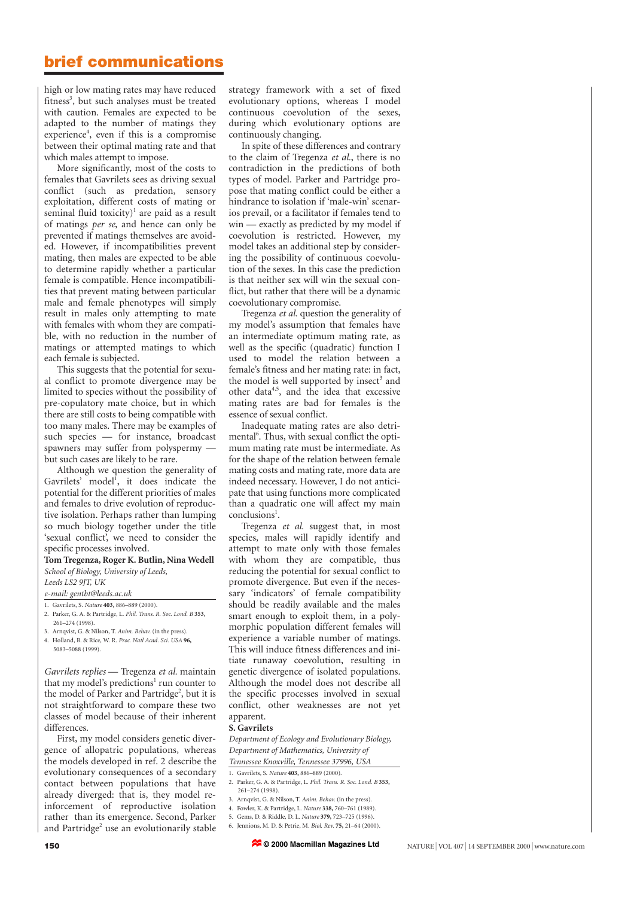high or low mating rates may have reduced fitness[3], but such analyses must be treated with caution. Females are expected to be adapted to the number of matings they experience[4], even if this is a compromise between their optimal mating rate and that which males attempt to impose.

More significantly, most of the costs to females that Gavrilets sees as driving sexual conflict (such as predation, sensory exploitation, different costs of mating or seminal fluid toxicity)[1] are paid as a result of matings *per se*, and hence can only be prevented if matings themselves are avoided. However, if incompatibilities prevent mating, then males are expected to be able to determine rapidly whether a particular female is compatible. Hence incompatibilities that prevent mating between particular male and female phenotypes will simply result in males only attempting to mate with females with whom they are compatible, with no reduction in the number of matings or attempted matings to which each female is subjected.

This suggests that the potential for sexual conflict to promote divergence may be limited to species without the possibility of pre-copulatory mate choice, but in which there are still costs to being compatible with too many males. There may be examples of such species — for instance, broadcast spawners may suffer from polyspermy — but such cases are likely to be rare.

Although we question the generality of Gavrilets' model[1], it does indicate the potential for the different priorities of males and females to drive evolution of reproductive isolation. Perhaps rather than lumping so much biology together under the title 'sexual conflict', we need to consider the specific processes involved.

**Tom Tregenza, Roger K. Butlin, Nina Wedell**
*School of Biology, University of Leeds, Leeds LS2 9JT, UK*
*e-mail: gentbt@leeds.ac.uk*

1. Gavrilets, S. *Nature* **403,** 886–889 (2000).
2. Parker, G. A. & Partridge, L. *Phil. Trans. R. Soc. Lond. B* **353,** 261–274 (1998).
3. Arnqvist, G. & Nilson, T. *Anim. Behav.* (in the press).
4. Holland, B. & Rice, W. R. *Proc. Natl Acad. Sci. USA* **96,** 5083–5088 (1999).

*Gavrilets replies* — Tregenza *et al.* maintain that my model's predictions[1] run counter to the model of Parker and Partridge[2], but it is not straightforward to compare these two classes of model because of their inherent differences.

First, my model considers genetic divergence of allopatric populations, whereas the models developed in ref. 2 describe the evolutionary consequences of a secondary contact between populations that have already diverged: that is, they model reinforcement of reproductive isolation rather than its emergence. Second, Parker and Partridge[2] use an evolutionarily stable strategy framework with a set of fixed evolutionary options, whereas I model continuous coevolution of the sexes, during which evolutionary options are continuously changing.

In spite of these differences and contrary to the claim of Tregenza *et al.*, there is no contradiction in the predictions of both types of model. Parker and Partridge propose that mating conflict could be either a hindrance to isolation if 'male-win' scenarios prevail, or a facilitator if females tend to win — exactly as predicted by my model if coevolution is restricted. However, my model takes an additional step by considering the possibility of continuous coevolution of the sexes. In this case the prediction is that neither sex will win the sexual conflict, but rather that there will be a dynamic coevolutionary compromise.

Tregenza *et al.* question the generality of my model's assumption that females have an intermediate optimum mating rate, as well as the specific (quadratic) function I used to model the relation between a female's fitness and her mating rate: in fact, the model is well supported by insect[3] and other data[4,5], and the idea that excessive mating rates are bad for females is the essence of sexual conflict.

Inadequate mating rates are also detrimental[6]. Thus, with sexual conflict the optimum mating rate must be intermediate. As for the shape of the relation between female mating costs and mating rate, more data are indeed necessary. However, I do not anticipate that using functions more complicated than a quadratic one will affect my main conclusions[1].

Tregenza *et al.* suggest that, in most species, males will rapidly identify and attempt to mate only with those females with whom they are compatible, thus reducing the potential for sexual conflict to promote divergence. But even if the necessary 'indicators' of female compatibility should be readily available and the males smart enough to exploit them, in a polymorphic population different females will experience a variable number of matings. This will induce fitness differences and initiate runaway coevolution, resulting in genetic divergence of isolated populations. Although the model does not describe all the specific processes involved in sexual conflict, other weaknesses are not yet apparent.

**S. Gavrilets**
*Department of Ecology and Evolutionary Biology, Department of Mathematics, University of Tennessee Knoxville, Tennessee 37996, USA*

1. Gavrilets, S. *Nature* **403,** 886–889 (2000).
2. Parker, G. A. & Partridge, L. *Phil. Trans. R. Soc. Lond. B* **353,** 261–274 (1998).
3. Arnqvist, G. & Nilson, T. *Anim. Behav.* (in the press).
4. Fowler, K. & Partridge, L. *Nature* **338,** 760–761 (1989).
5. Gems, D. & Riddle, D. L. *Nature* **379,** 723–725 (1996).
6. Jennions, M. D. & Petrie, M. *Biol. Rev.* **75,** 21–64 (2000).